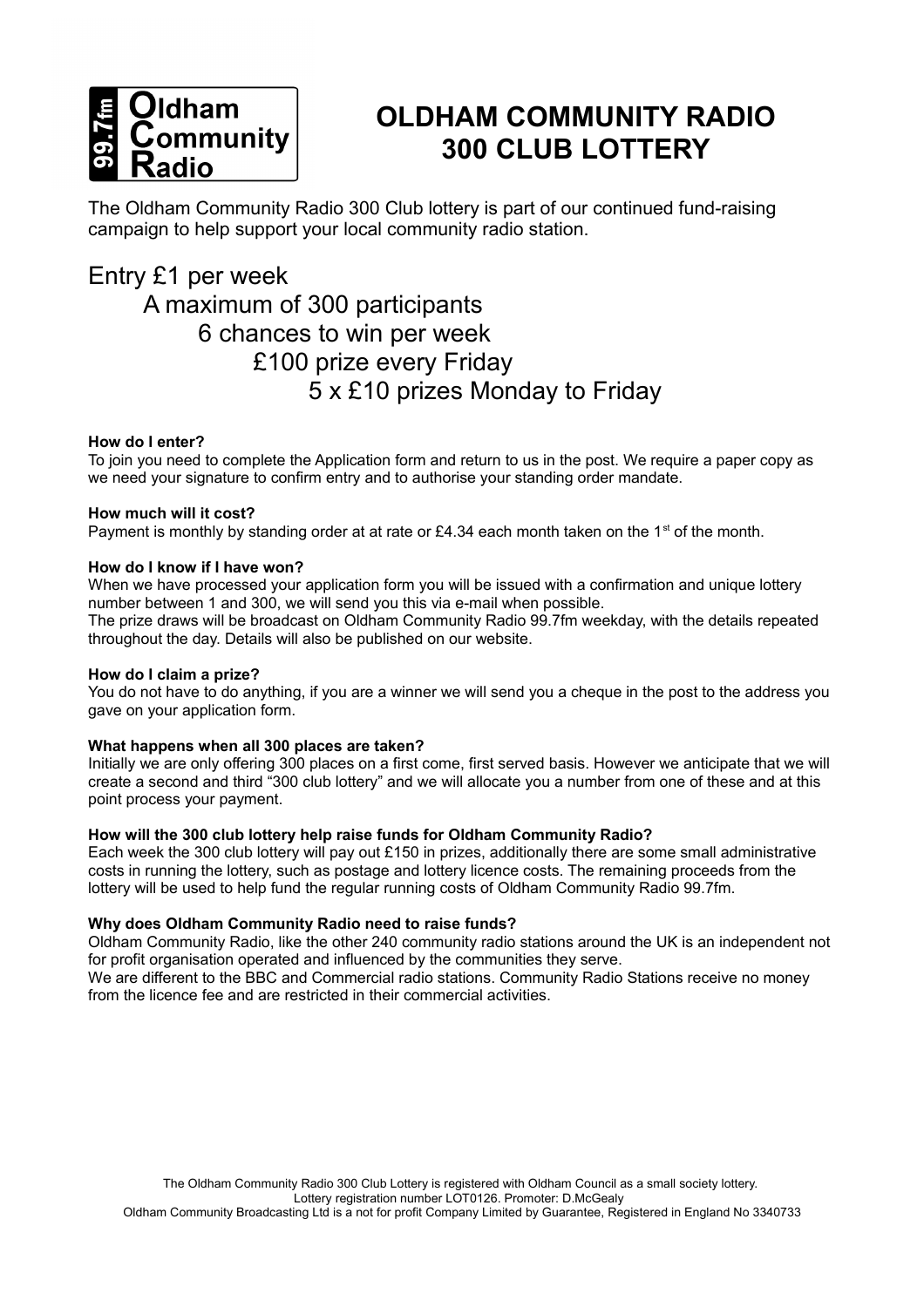# OLDHAM COMMUNITY RADIO 300 CLUB LOTTERY

The Oldham Community Radio 300 Club lottery is part of our continued fund-raising campaign to help support your local community radio station.

Entry £1 per week
A maximum of 300 participants
6 chances to win per week
£100 prize every Friday
5 x £10 prizes Monday to Friday

**How do I enter?**
To join you need to complete the Application form and return to us in the post. We require a paper copy as we need your signature to confirm entry and to authorise your standing order mandate.

**How much will it cost?**
Payment is monthly by standing order at at rate or £4.34 each month taken on the 1st of the month.

**How do I know if I have won?**
When we have processed your application form you will be issued with a confirmation and unique lottery number between 1 and 300, we will send you this via e-mail when possible.
The prize draws will be broadcast on Oldham Community Radio 99.7fm weekday, with the details repeated throughout the day. Details will also be published on our website.

**How do I claim a prize?**
You do not have to do anything, if you are a winner we will send you a cheque in the post to the address you gave on your application form.

**What happens when all 300 places are taken?**
Initially we are only offering 300 places on a first come, first served basis. However we anticipate that we will create a second and third "300 club lottery" and we will allocate you a number from one of these and at this point process your payment.

**How will the 300 club lottery help raise funds for Oldham Community Radio?**
Each week the 300 club lottery will pay out £150 in prizes, additionally there are some small administrative costs in running the lottery, such as postage and lottery licence costs. The remaining proceeds from the lottery will be used to help fund the regular running costs of Oldham Community Radio 99.7fm.

**Why does Oldham Community Radio need to raise funds?**
Oldham Community Radio, like the other 240 community radio stations around the UK is an independent not for profit organisation operated and influenced by the communities they serve.
We are different to the BBC and Commercial radio stations. Community Radio Stations receive no money from the licence fee and are restricted in their commercial activities.

The Oldham Community Radio 300 Club Lottery is registered with Oldham Council as a small society lottery.
Lottery registration number LOT0126. Promoter: D.McGealy
Oldham Community Broadcasting Ltd is a not for profit Company Limited by Guarantee, Registered in England No 3340733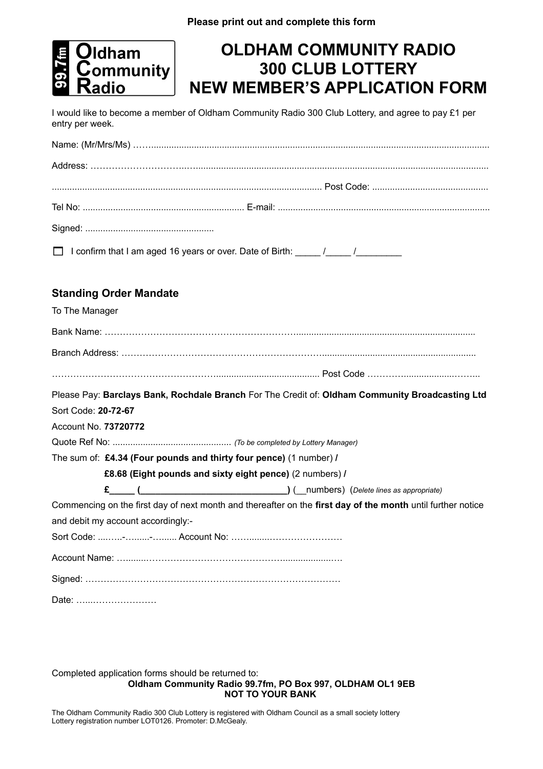Please print out and complete this form

Oldham Community Radio 99.7fm

# OLDHAM COMMUNITY RADIO 300 CLUB LOTTERY NEW MEMBER'S APPLICATION FORM

I would like to become a member of Oldham Community Radio 300 Club Lottery, and agree to pay £1 per entry per week.

Name: (Mr/Mrs/Ms) ……...................................................................................................................................

Address: ………………………...….................................................................................................................

......................................................................................................... Post Code: .............................................

Tel No: ............................................................... E-mail: ...................................................................................

Signed: ..................................................

☐ I confirm that I am aged 16 years or over. Date of Birth: _____ /_____ /_________

## Standing Order Mandate

To The Manager

Bank Name: ………………………………………………………........................................................................

Branch Address: ………………………………………………………............................................................

…………………………………………………........................................ Post Code ………...................……..

Please Pay: **Barclays Bank, Rochdale Branch** For The Credit of: **Oldham Community Broadcasting Ltd**

Sort Code: **20-72-67**

Account No. **73720772**

Quote Ref No: .............................................. *(To be completed by Lottery Manager)*

The sum of: **£4.34 (Four pounds and thirty four pence)** (1 number) **/**

**£8.68 (Eight pounds and sixty eight pence)** (2 numbers) **/**

**£_____ (____________________________)** (__numbers) (*Delete lines as appropriate)*

Commencing on the first day of next month and thereafter on the **first day of the month** until further notice and debit my account accordingly:-

Sort Code: ...…..-….....-…..... Account No: …….......……………………

Account Name: …......……………………………………….................….

Signed: …………………………………………………………………………

Date: …...…………………

Completed application forms should be returned to:

**Oldham Community Radio 99.7fm, PO Box 997, OLDHAM OL1 9EB**
**NOT TO YOUR BANK**

The Oldham Community Radio 300 Club Lottery is registered with Oldham Council as a small society lottery Lottery registration number LOT0126. Promoter: D.McGealy.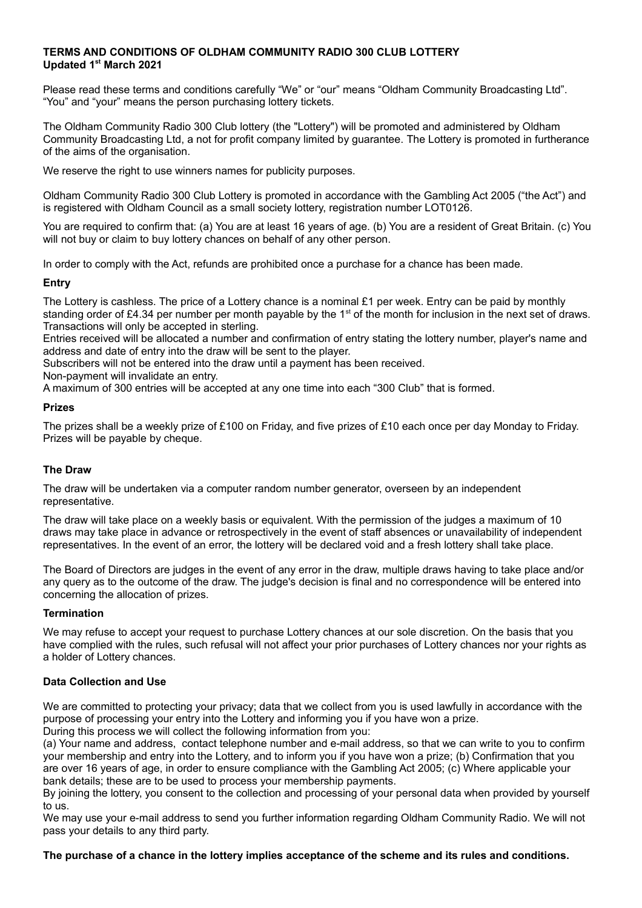**TERMS AND CONDITIONS OF OLDHAM COMMUNITY RADIO 300 CLUB LOTTERY**
**Updated 1st March 2021**

Please read these terms and conditions carefully "We" or "our" means "Oldham Community Broadcasting Ltd". "You" and "your" means the person purchasing lottery tickets.

The Oldham Community Radio 300 Club lottery (the "Lottery") will be promoted and administered by Oldham Community Broadcasting Ltd, a not for profit company limited by guarantee. The Lottery is promoted in furtherance of the aims of the organisation.

We reserve the right to use winners names for publicity purposes.

Oldham Community Radio 300 Club Lottery is promoted in accordance with the Gambling Act 2005 ("the Act") and is registered with Oldham Council as a small society lottery, registration number LOT0126.

You are required to confirm that: (a) You are at least 16 years of age. (b) You are a resident of Great Britain. (c) You will not buy or claim to buy lottery chances on behalf of any other person.

In order to comply with the Act, refunds are prohibited once a purchase for a chance has been made.

**Entry**

The Lottery is cashless. The price of a Lottery chance is a nominal £1 per week. Entry can be paid by monthly standing order of £4.34 per number per month payable by the 1st of the month for inclusion in the next set of draws. Transactions will only be accepted in sterling.
Entries received will be allocated a number and confirmation of entry stating the lottery number, player's name and address and date of entry into the draw will be sent to the player.
Subscribers will not be entered into the draw until a payment has been received.
Non-payment will invalidate an entry.
A maximum of 300 entries will be accepted at any one time into each "300 Club" that is formed.

**Prizes**

The prizes shall be a weekly prize of £100 on Friday, and five prizes of £10 each once per day Monday to Friday. Prizes will be payable by cheque.

**The Draw**

The draw will be undertaken via a computer random number generator, overseen by an independent representative.

The draw will take place on a weekly basis or equivalent. With the permission of the judges a maximum of 10 draws may take place in advance or retrospectively in the event of staff absences or unavailability of independent representatives. In the event of an error, the lottery will be declared void and a fresh lottery shall take place.

The Board of Directors are judges in the event of any error in the draw, multiple draws having to take place and/or any query as to the outcome of the draw. The judge's decision is final and no correspondence will be entered into concerning the allocation of prizes.

**Termination**

We may refuse to accept your request to purchase Lottery chances at our sole discretion. On the basis that you have complied with the rules, such refusal will not affect your prior purchases of Lottery chances nor your rights as a holder of Lottery chances.

**Data Collection and Use**

We are committed to protecting your privacy; data that we collect from you is used lawfully in accordance with the purpose of processing your entry into the Lottery and informing you if you have won a prize.
During this process we will collect the following information from you:
(a) Your name and address, contact telephone number and e-mail address, so that we can write to you to confirm your membership and entry into the Lottery, and to inform you if you have won a prize; (b) Confirmation that you are over 16 years of age, in order to ensure compliance with the Gambling Act 2005; (c) Where applicable your bank details; these are to be used to process your membership payments.
By joining the lottery, you consent to the collection and processing of your personal data when provided by yourself to us.
We may use your e-mail address to send you further information regarding Oldham Community Radio. We will not pass your details to any third party.

**The purchase of a chance in the lottery implies acceptance of the scheme and its rules and conditions.**